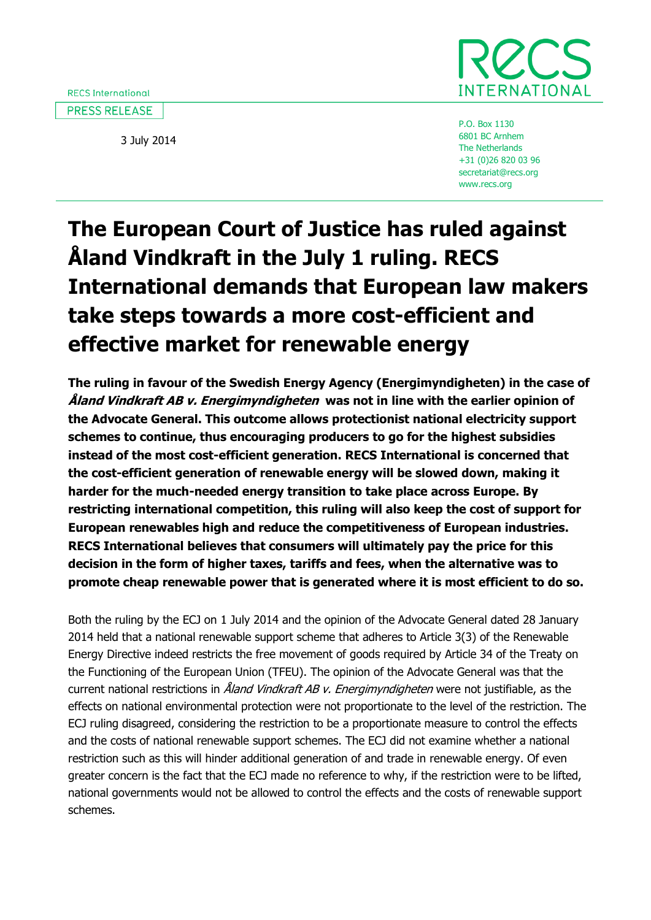RECS International

PRESS RELEASE

3 July 2014

P.O. Box 1130
6801 BC Arnhem
The Netherlands
+31 (0)26 820 03 96
secretariat@recs.org
www.recs.org

# The European Court of Justice has ruled against Åland Vindkraft in the July 1 ruling. RECS International demands that European law makers take steps towards a more cost-efficient and effective market for renewable energy

**The ruling in favour of the Swedish Energy Agency (Energimyndigheten) in the case of *Åland Vindkraft AB v. Energimyndigheten* was not in line with the earlier opinion of the Advocate General. This outcome allows protectionist national electricity support schemes to continue, thus encouraging producers to go for the highest subsidies instead of the most cost-efficient generation. RECS International is concerned that the cost-efficient generation of renewable energy will be slowed down, making it harder for the much-needed energy transition to take place across Europe. By restricting international competition, this ruling will also keep the cost of support for European renewables high and reduce the competitiveness of European industries. RECS International believes that consumers will ultimately pay the price for this decision in the form of higher taxes, tariffs and fees, when the alternative was to promote cheap renewable power that is generated where it is most efficient to do so.**

Both the ruling by the ECJ on 1 July 2014 and the opinion of the Advocate General dated 28 January 2014 held that a national renewable support scheme that adheres to Article 3(3) of the Renewable Energy Directive indeed restricts the free movement of goods required by Article 34 of the Treaty on the Functioning of the European Union (TFEU). The opinion of the Advocate General was that the current national restrictions in *Åland Vindkraft AB v. Energimyndigheten* were not justifiable, as the effects on national environmental protection were not proportionate to the level of the restriction. The ECJ ruling disagreed, considering the restriction to be a proportionate measure to control the effects and the costs of national renewable support schemes. The ECJ did not examine whether a national restriction such as this will hinder additional generation of and trade in renewable energy. Of even greater concern is the fact that the ECJ made no reference to why, if the restriction were to be lifted, national governments would not be allowed to control the effects and the costs of renewable support schemes.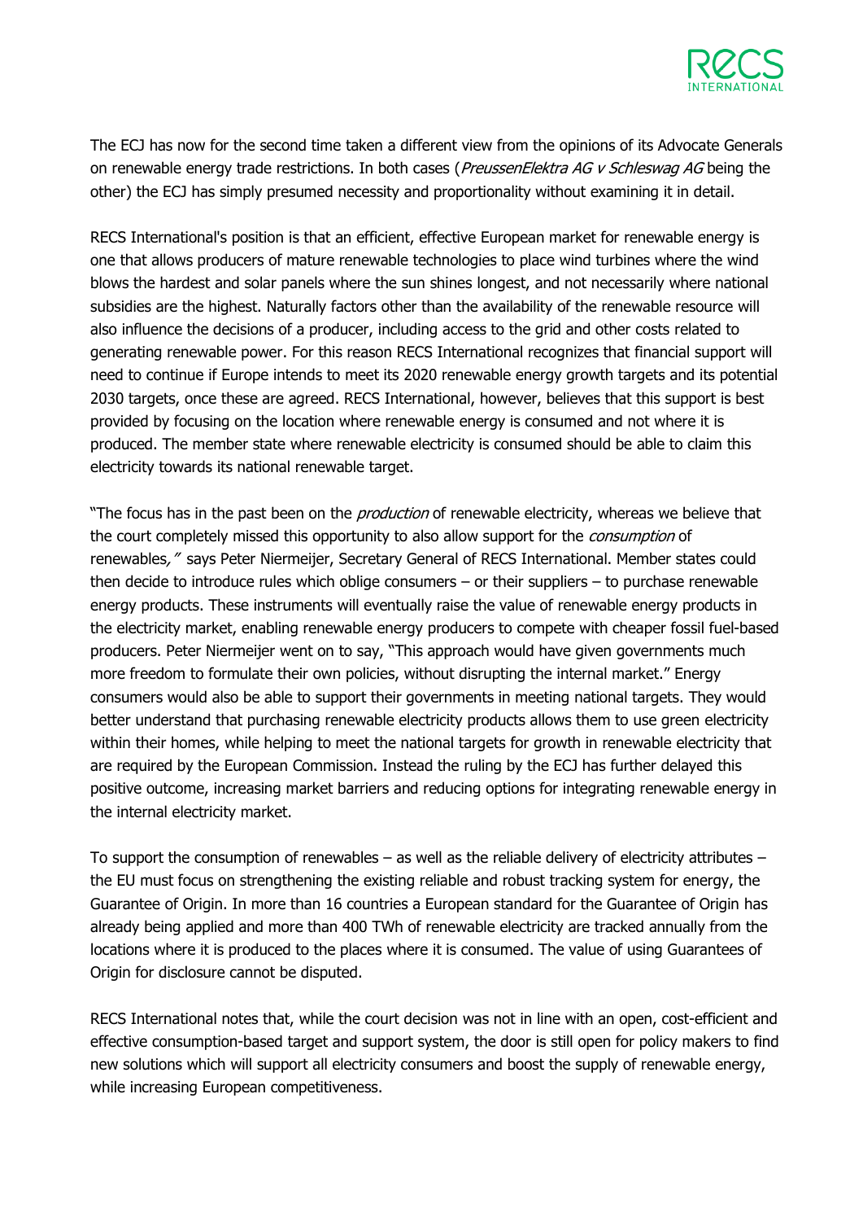The ECJ has now for the second time taken a different view from the opinions of its Advocate Generals on renewable energy trade restrictions. In both cases (*PreussenElektra AG v Schleswag AG* being the other) the ECJ has simply presumed necessity and proportionality without examining it in detail.

RECS International's position is that an efficient, effective European market for renewable energy is one that allows producers of mature renewable technologies to place wind turbines where the wind blows the hardest and solar panels where the sun shines longest, and not necessarily where national subsidies are the highest. Naturally factors other than the availability of the renewable resource will also influence the decisions of a producer, including access to the grid and other costs related to generating renewable power. For this reason RECS International recognizes that financial support will need to continue if Europe intends to meet its 2020 renewable energy growth targets and its potential 2030 targets, once these are agreed. RECS International, however, believes that this support is best provided by focusing on the location where renewable energy is consumed and not where it is produced. The member state where renewable electricity is consumed should be able to claim this electricity towards its national renewable target.

"The focus has in the past been on the *production* of renewable electricity, whereas we believe that the court completely missed this opportunity to also allow support for the *consumption* of renewables," says Peter Niermeijer, Secretary General of RECS International. Member states could then decide to introduce rules which oblige consumers – or their suppliers – to purchase renewable energy products. These instruments will eventually raise the value of renewable energy products in the electricity market, enabling renewable energy producers to compete with cheaper fossil fuel-based producers. Peter Niermeijer went on to say, "This approach would have given governments much more freedom to formulate their own policies, without disrupting the internal market." Energy consumers would also be able to support their governments in meeting national targets. They would better understand that purchasing renewable electricity products allows them to use green electricity within their homes, while helping to meet the national targets for growth in renewable electricity that are required by the European Commission. Instead the ruling by the ECJ has further delayed this positive outcome, increasing market barriers and reducing options for integrating renewable energy in the internal electricity market.

To support the consumption of renewables – as well as the reliable delivery of electricity attributes – the EU must focus on strengthening the existing reliable and robust tracking system for energy, the Guarantee of Origin. In more than 16 countries a European standard for the Guarantee of Origin has already being applied and more than 400 TWh of renewable electricity are tracked annually from the locations where it is produced to the places where it is consumed. The value of using Guarantees of Origin for disclosure cannot be disputed.

RECS International notes that, while the court decision was not in line with an open, cost-efficient and effective consumption-based target and support system, the door is still open for policy makers to find new solutions which will support all electricity consumers and boost the supply of renewable energy, while increasing European competitiveness.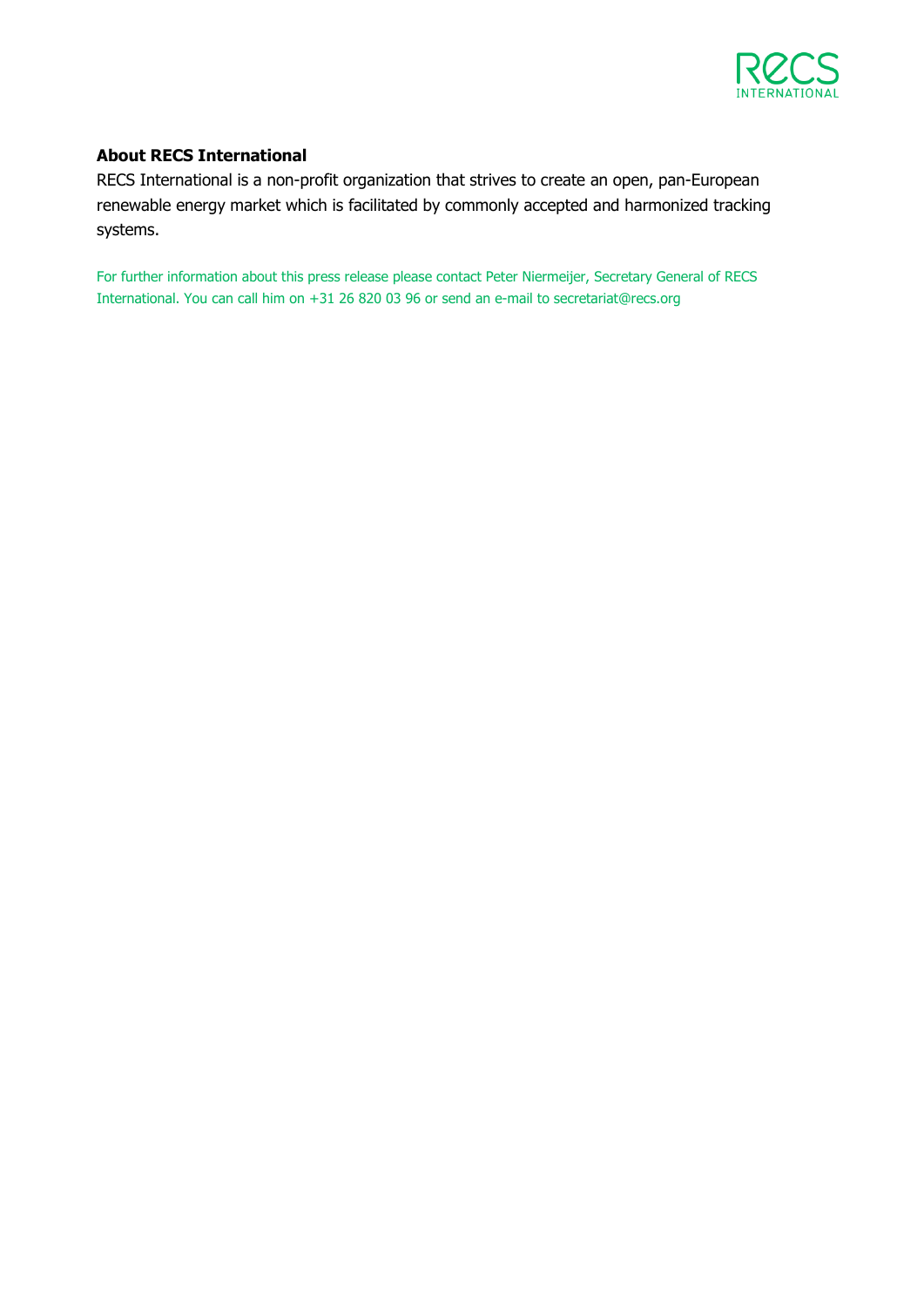### About RECS International

RECS International is a non-profit organization that strives to create an open, pan-European renewable energy market which is facilitated by commonly accepted and harmonized tracking systems.

For further information about this press release please contact Peter Niermeijer, Secretary General of RECS International. You can call him on +31 26 820 03 96 or send an e-mail to secretariat@recs.org